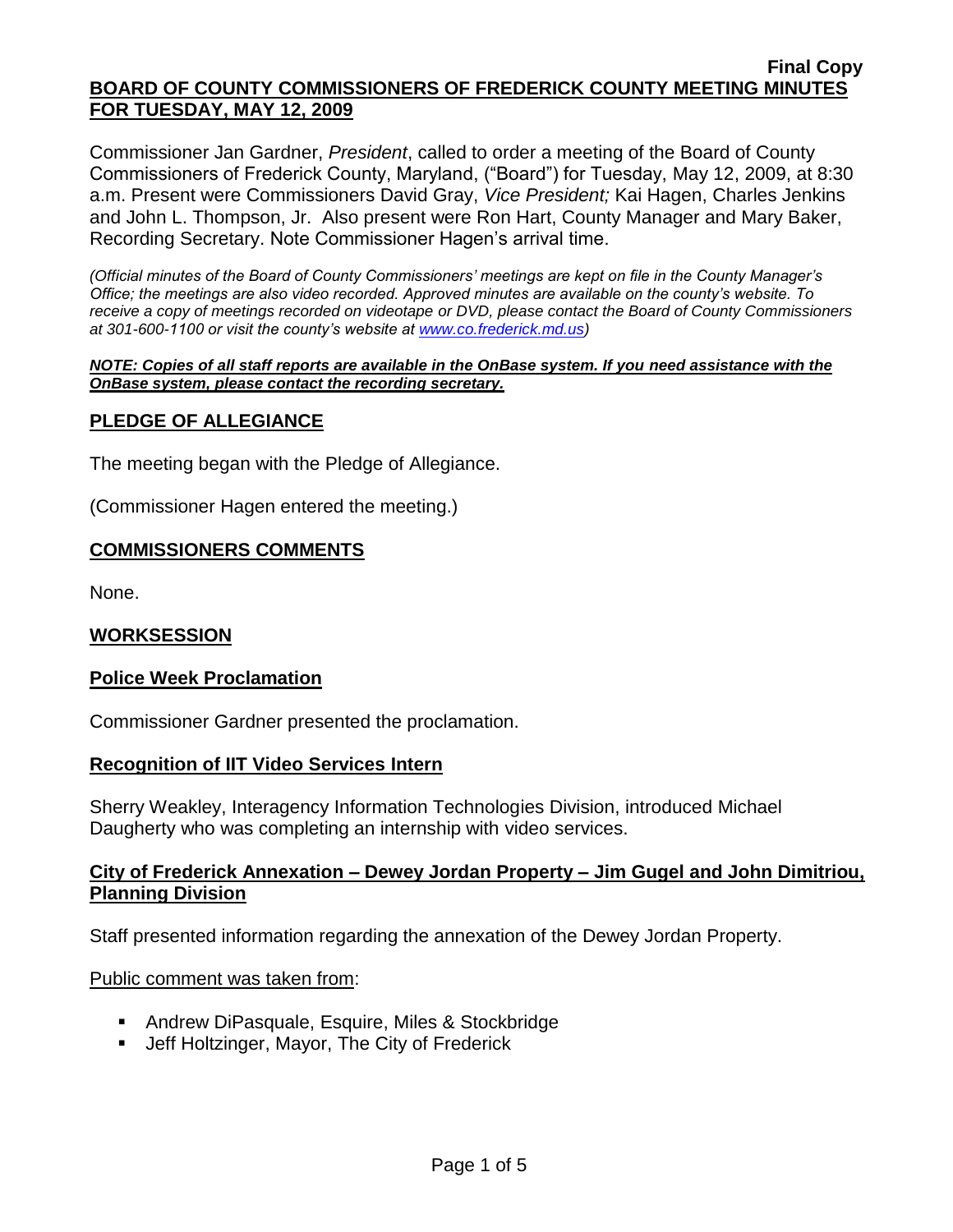**Final Copy**

# BOARD OF COUNTY COMMISSIONERS OF FREDERICK COUNTY MEETING MINUTES FOR TUESDAY, MAY 12, 2009

Commissioner Jan Gardner, *President*, called to order a meeting of the Board of County Commissioners of Frederick County, Maryland, ("Board") for Tuesday, May 12, 2009, at 8:30 a.m. Present were Commissioners David Gray, *Vice President;* Kai Hagen, Charles Jenkins and John L. Thompson, Jr. Also present were Ron Hart, County Manager and Mary Baker, Recording Secretary. Note Commissioner Hagen's arrival time.

*(Official minutes of the Board of County Commissioners' meetings are kept on file in the County Manager's Office; the meetings are also video recorded. Approved minutes are available on the county's website. To receive a copy of meetings recorded on videotape or DVD, please contact the Board of County Commissioners at 301-600-1100 or visit the county's website at www.co.frederick.md.us)*

***NOTE: Copies of all staff reports are available in the OnBase system. If you need assistance with the OnBase system, please contact the recording secretary.***

## PLEDGE OF ALLEGIANCE

The meeting began with the Pledge of Allegiance.

(Commissioner Hagen entered the meeting.)

## COMMISSIONERS COMMENTS

None.

## WORKSESSION

### Police Week Proclamation

Commissioner Gardner presented the proclamation.

### Recognition of IIT Video Services Intern

Sherry Weakley, Interagency Information Technologies Division, introduced Michael Daugherty who was completing an internship with video services.

### City of Frederick Annexation – Dewey Jordan Property – Jim Gugel and John Dimitriou, Planning Division

Staff presented information regarding the annexation of the Dewey Jordan Property.

Public comment was taken from:

- Andrew DiPasquale, Esquire, Miles & Stockbridge
- Jeff Holtzinger, Mayor, The City of Frederick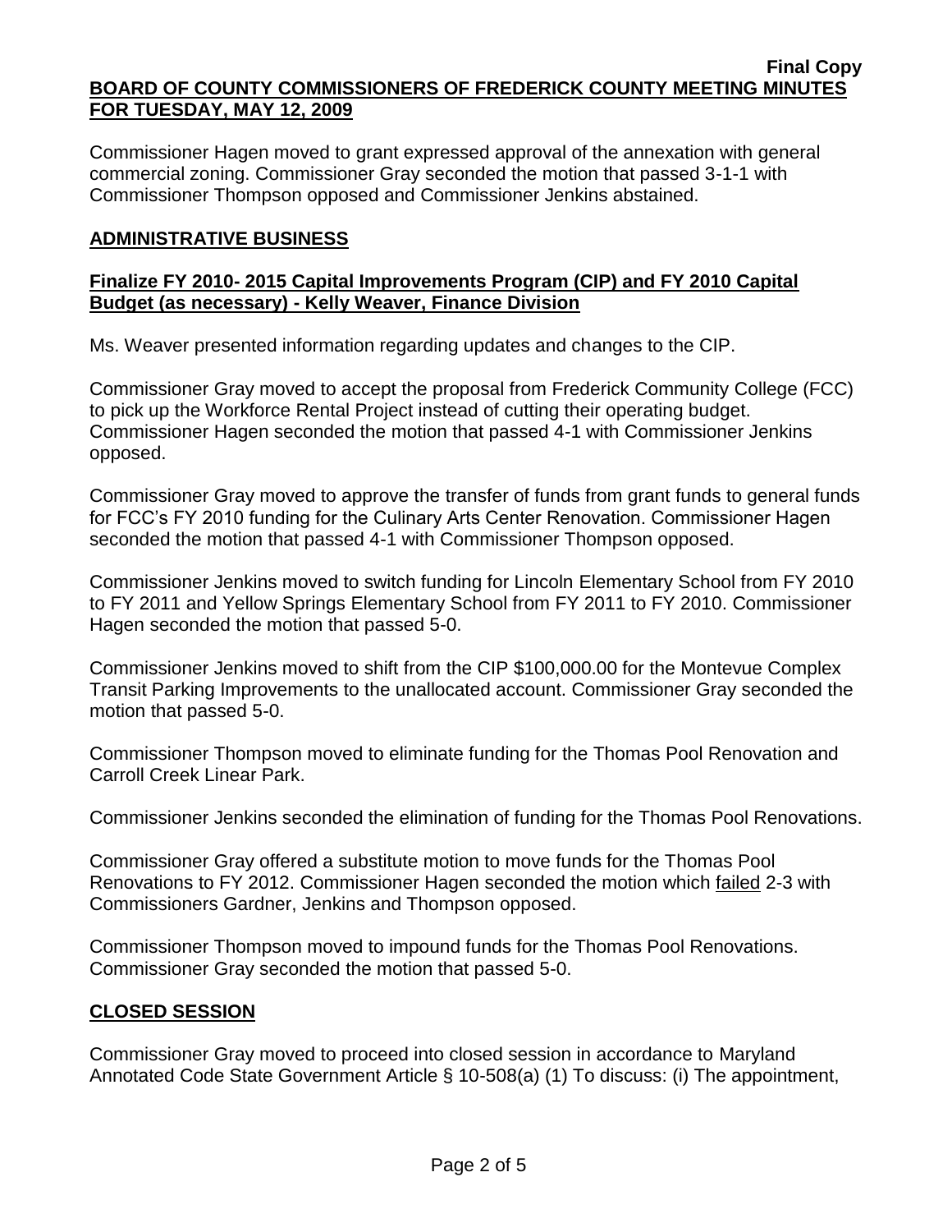Commissioner Hagen moved to grant expressed approval of the annexation with general commercial zoning. Commissioner Gray seconded the motion that passed 3-1-1 with Commissioner Thompson opposed and Commissioner Jenkins abstained.

## ADMINISTRATIVE BUSINESS

### Finalize FY 2010- 2015 Capital Improvements Program (CIP) and FY 2010 Capital Budget (as necessary) - Kelly Weaver, Finance Division

Ms. Weaver presented information regarding updates and changes to the CIP.

Commissioner Gray moved to accept the proposal from Frederick Community College (FCC) to pick up the Workforce Rental Project instead of cutting their operating budget. Commissioner Hagen seconded the motion that passed 4-1 with Commissioner Jenkins opposed.

Commissioner Gray moved to approve the transfer of funds from grant funds to general funds for FCC's FY 2010 funding for the Culinary Arts Center Renovation. Commissioner Hagen seconded the motion that passed 4-1 with Commissioner Thompson opposed.

Commissioner Jenkins moved to switch funding for Lincoln Elementary School from FY 2010 to FY 2011 and Yellow Springs Elementary School from FY 2011 to FY 2010. Commissioner Hagen seconded the motion that passed 5-0.

Commissioner Jenkins moved to shift from the CIP $100,000.00 for the Montevue Complex Transit Parking Improvements to the unallocated account. Commissioner Gray seconded the motion that passed 5-0.

Commissioner Thompson moved to eliminate funding for the Thomas Pool Renovation and Carroll Creek Linear Park.

Commissioner Jenkins seconded the elimination of funding for the Thomas Pool Renovations.

Commissioner Gray offered a substitute motion to move funds for the Thomas Pool Renovations to FY 2012. Commissioner Hagen seconded the motion which failed 2-3 with Commissioners Gardner, Jenkins and Thompson opposed.

Commissioner Thompson moved to impound funds for the Thomas Pool Renovations. Commissioner Gray seconded the motion that passed 5-0.

## CLOSED SESSION

Commissioner Gray moved to proceed into closed session in accordance to Maryland Annotated Code State Government Article § 10-508(a) (1) To discuss: (i) The appointment,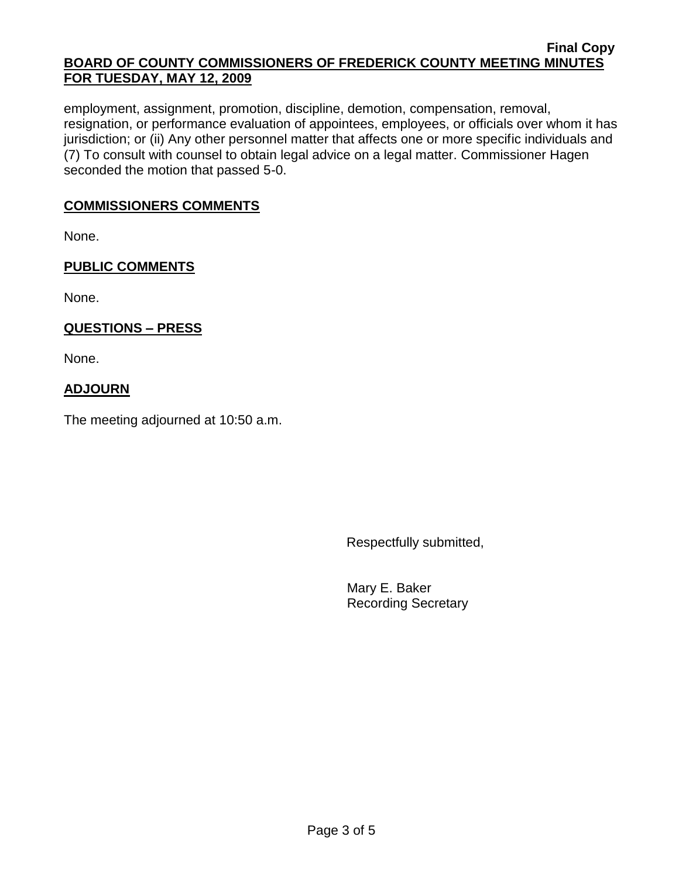employment, assignment, promotion, discipline, demotion, compensation, removal, resignation, or performance evaluation of appointees, employees, or officials over whom it has jurisdiction; or (ii) Any other personnel matter that affects one or more specific individuals and (7) To consult with counsel to obtain legal advice on a legal matter. Commissioner Hagen seconded the motion that passed 5-0.

## COMMISSIONERS COMMENTS

None.

## PUBLIC COMMENTS

None.

## QUESTIONS – PRESS

None.

## ADJOURN

The meeting adjourned at 10:50 a.m.

Respectfully submitted,

Mary E. Baker
Recording Secretary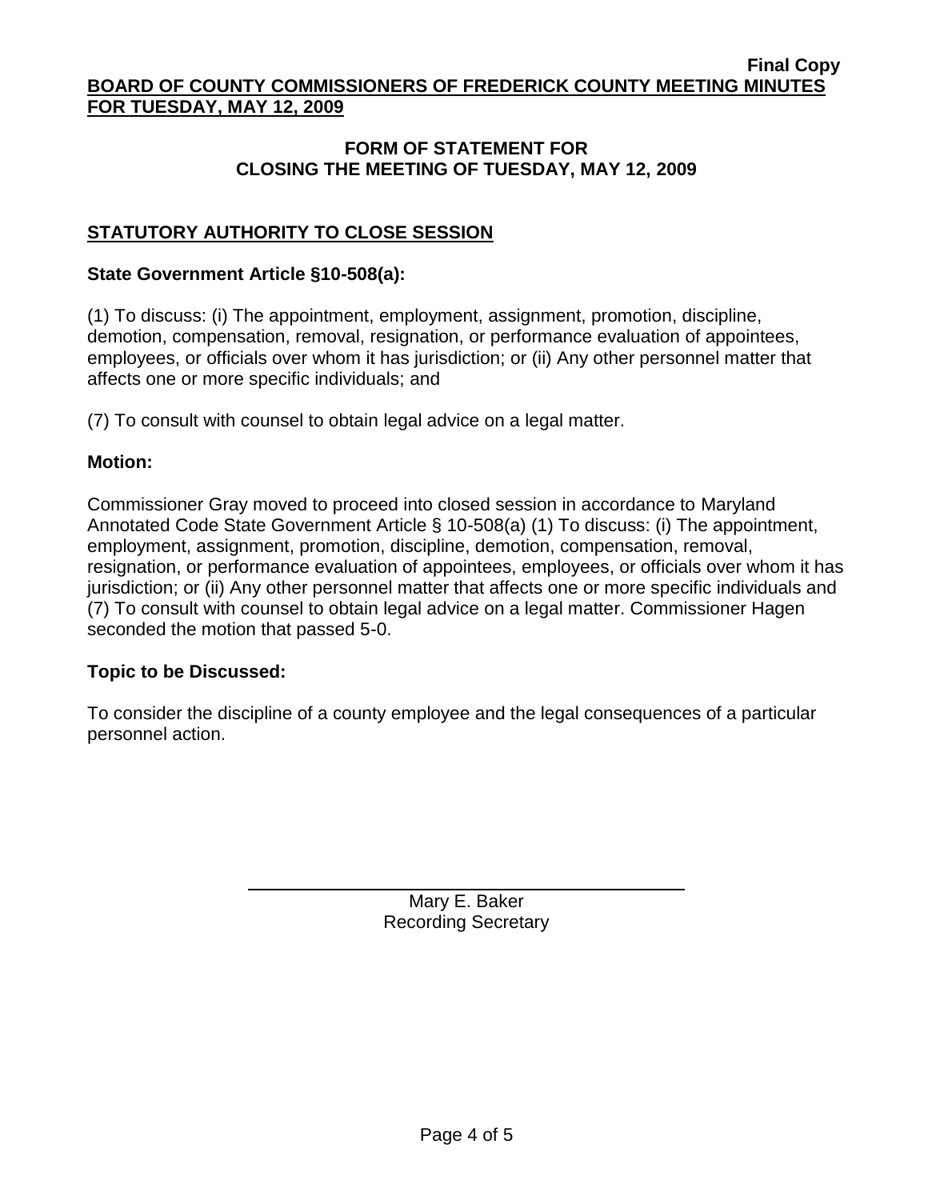## FORM OF STATEMENT FOR CLOSING THE MEETING OF TUESDAY, MAY 12, 2009

### STATUTORY AUTHORITY TO CLOSE SESSION

**State Government Article §10-508(a):**

(1) To discuss: (i) The appointment, employment, assignment, promotion, discipline, demotion, compensation, removal, resignation, or performance evaluation of appointees, employees, or officials over whom it has jurisdiction; or (ii) Any other personnel matter that affects one or more specific individuals; and

(7) To consult with counsel to obtain legal advice on a legal matter.

**Motion:**

Commissioner Gray moved to proceed into closed session in accordance to Maryland Annotated Code State Government Article § 10-508(a) (1) To discuss: (i) The appointment, employment, assignment, promotion, discipline, demotion, compensation, removal, resignation, or performance evaluation of appointees, employees, or officials over whom it has jurisdiction; or (ii) Any other personnel matter that affects one or more specific individuals and (7) To consult with counsel to obtain legal advice on a legal matter. Commissioner Hagen seconded the motion that passed 5-0.

**Topic to be Discussed:**

To consider the discipline of a county employee and the legal consequences of a particular personnel action.

Mary E. Baker
Recording Secretary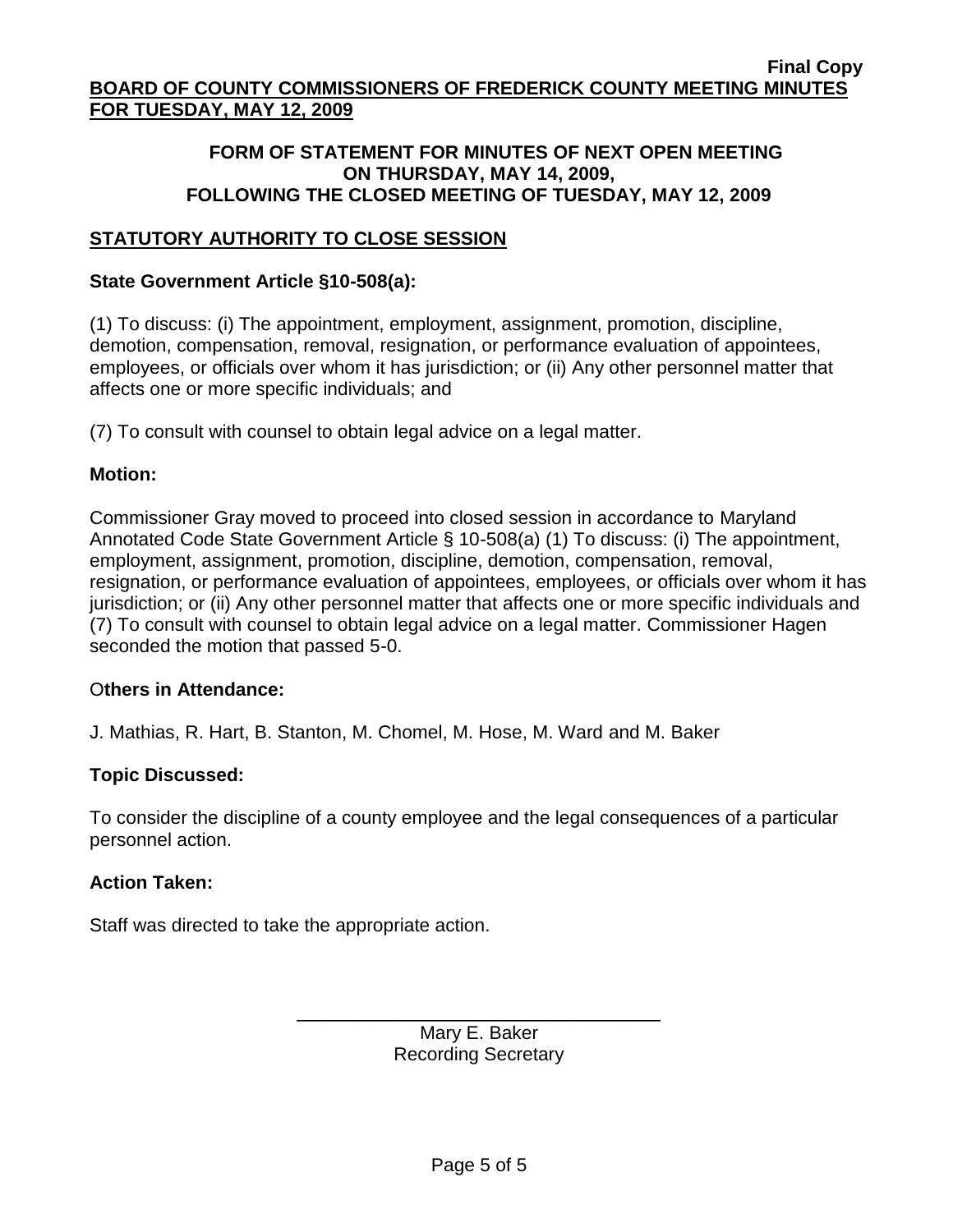**FORM OF STATEMENT FOR MINUTES OF NEXT OPEN MEETING ON THURSDAY, MAY 14, 2009, FOLLOWING THE CLOSED MEETING OF TUESDAY, MAY 12, 2009**

## STATUTORY AUTHORITY TO CLOSE SESSION

**State Government Article §10-508(a):**

(1) To discuss: (i) The appointment, employment, assignment, promotion, discipline, demotion, compensation, removal, resignation, or performance evaluation of appointees, employees, or officials over whom it has jurisdiction; or (ii) Any other personnel matter that affects one or more specific individuals; and

(7) To consult with counsel to obtain legal advice on a legal matter.

**Motion:**

Commissioner Gray moved to proceed into closed session in accordance to Maryland Annotated Code State Government Article § 10-508(a) (1) To discuss: (i) The appointment, employment, assignment, promotion, discipline, demotion, compensation, removal, resignation, or performance evaluation of appointees, employees, or officials over whom it has jurisdiction; or (ii) Any other personnel matter that affects one or more specific individuals and (7) To consult with counsel to obtain legal advice on a legal matter. Commissioner Hagen seconded the motion that passed 5-0.

O**thers in Attendance:**

J. Mathias, R. Hart, B. Stanton, M. Chomel, M. Hose, M. Ward and M. Baker

**Topic Discussed:**

To consider the discipline of a county employee and the legal consequences of a particular personnel action.

**Action Taken:**

Staff was directed to take the appropriate action.

\_\_\_\_\_\_\_\_\_\_\_\_\_\_\_\_\_\_\_\_\_\_\_\_\_\_\_\_\_\_\_\_\_\_\_\_

Mary E. Baker
Recording Secretary